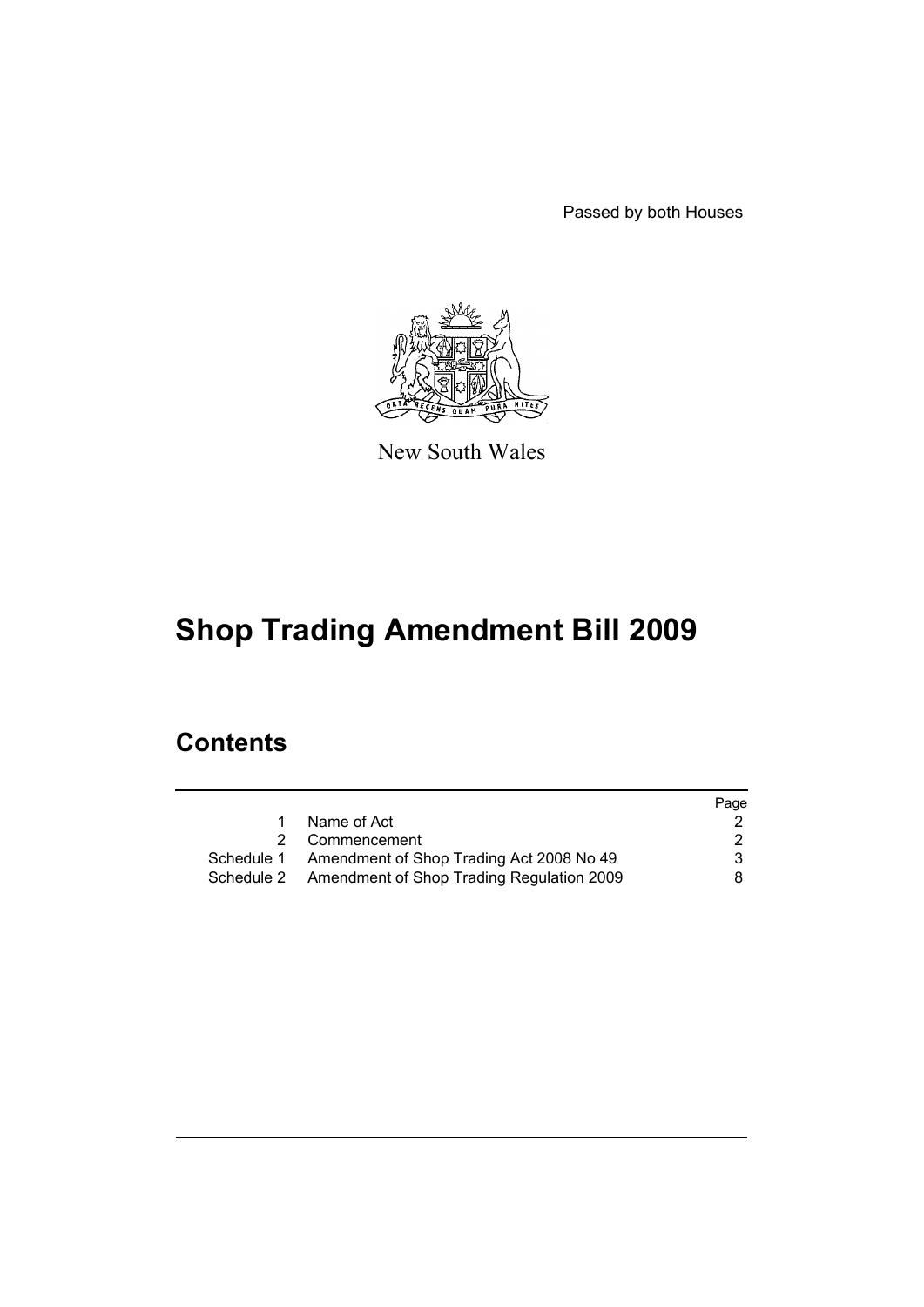Passed by both Houses

New South Wales

# Shop Trading Amendment Bill 2009

## Contents

| | | Page |
|---|---|---|
| 1 | Name of Act | 2 |
| 2 | Commencement | 2 |
| Schedule 1 | Amendment of Shop Trading Act 2008 No 49 | 3 |
| Schedule 2 | Amendment of Shop Trading Regulation 2009 | 8 |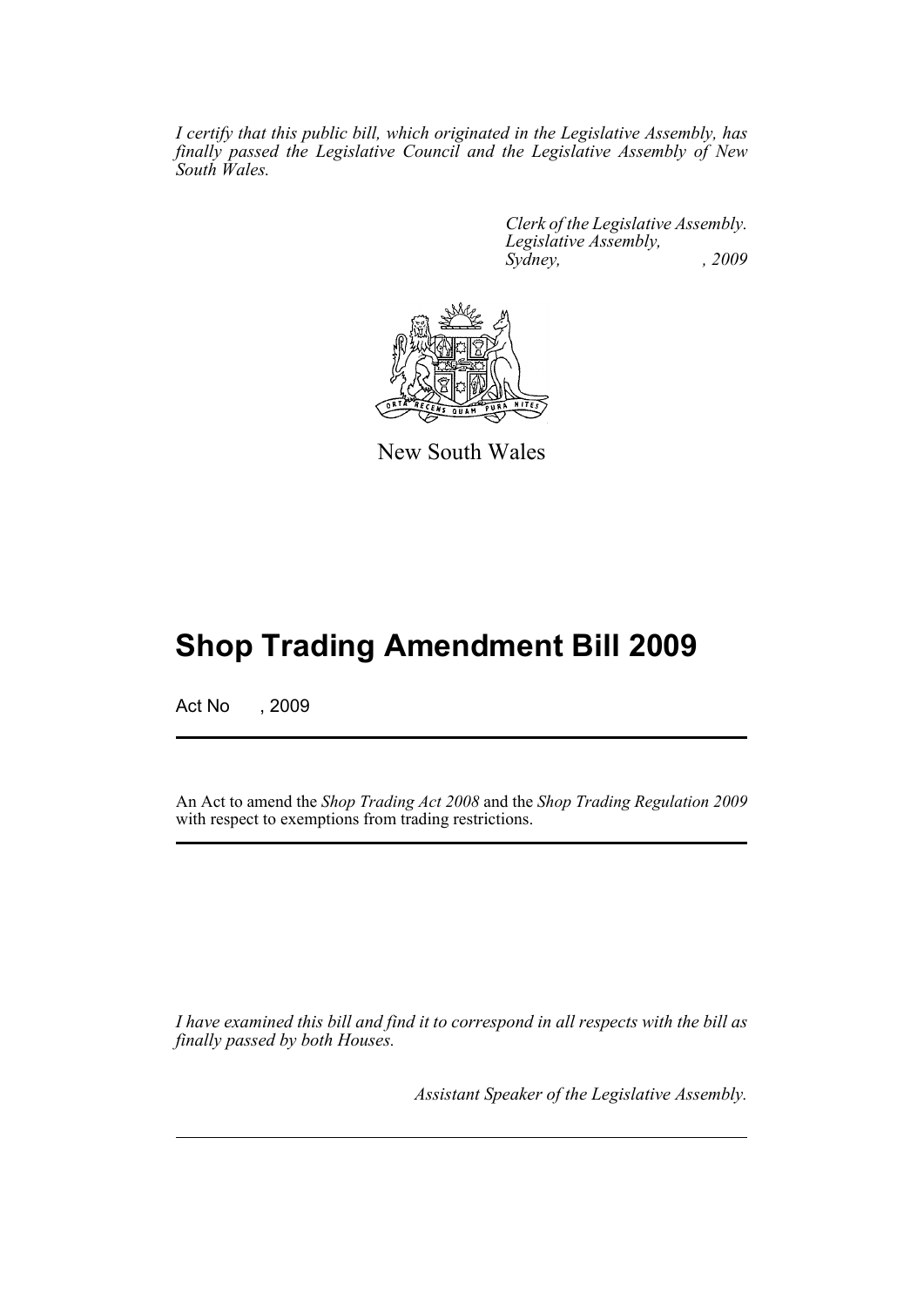*I certify that this public bill, which originated in the Legislative Assembly, has finally passed the Legislative Council and the Legislative Assembly of New South Wales.*

*Clerk of the Legislative Assembly.*
*Legislative Assembly,*
*Sydney, , 2009*

New South Wales

# Shop Trading Amendment Bill 2009

Act No , 2009

An Act to amend the *Shop Trading Act 2008* and the *Shop Trading Regulation 2009* with respect to exemptions from trading restrictions.

*I have examined this bill and find it to correspond in all respects with the bill as finally passed by both Houses.*

*Assistant Speaker of the Legislative Assembly.*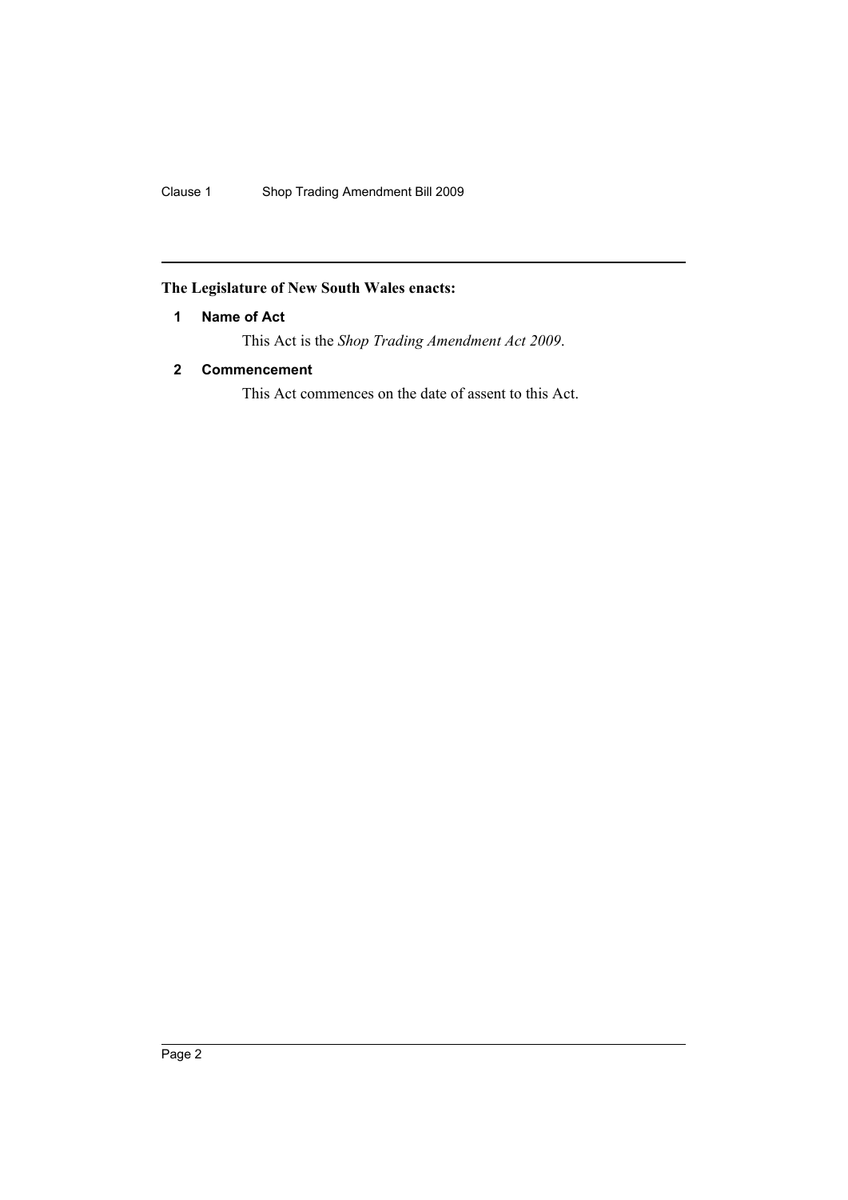**The Legislature of New South Wales enacts:**

### 1 Name of Act

This Act is the *Shop Trading Amendment Act 2009*.

### 2 Commencement

This Act commences on the date of assent to this Act.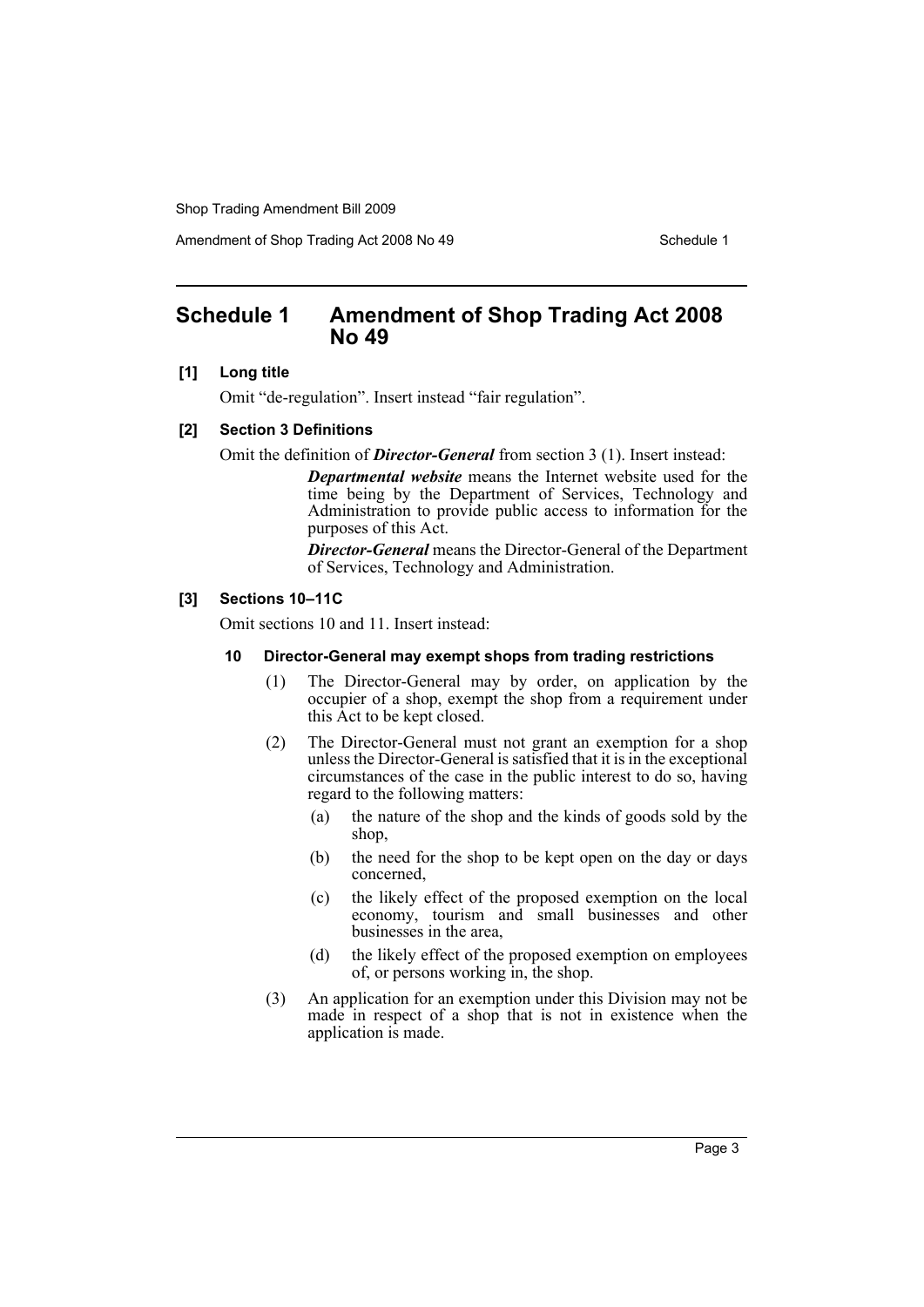# Schedule 1 Amendment of Shop Trading Act 2008 No 49

**[1] Long title**

Omit "de-regulation". Insert instead "fair regulation".

**[2] Section 3 Definitions**

Omit the definition of ***Director-General*** from section 3 (1). Insert instead:

> ***Departmental website*** means the Internet website used for the time being by the Department of Services, Technology and Administration to provide public access to information for the purposes of this Act.
>
> ***Director-General*** means the Director-General of the Department of Services, Technology and Administration.

**[3] Sections 10–11C**

Omit sections 10 and 11. Insert instead:

**10 Director-General may exempt shops from trading restrictions**

(1) The Director-General may by order, on application by the occupier of a shop, exempt the shop from a requirement under this Act to be kept closed.

(2) The Director-General must not grant an exemption for a shop unless the Director-General is satisfied that it is in the exceptional circumstances of the case in the public interest to do so, having regard to the following matters:

- (a) the nature of the shop and the kinds of goods sold by the shop,
- (b) the need for the shop to be kept open on the day or days concerned,
- (c) the likely effect of the proposed exemption on the local economy, tourism and small businesses and other businesses in the area,
- (d) the likely effect of the proposed exemption on employees of, or persons working in, the shop.

(3) An application for an exemption under this Division may not be made in respect of a shop that is not in existence when the application is made.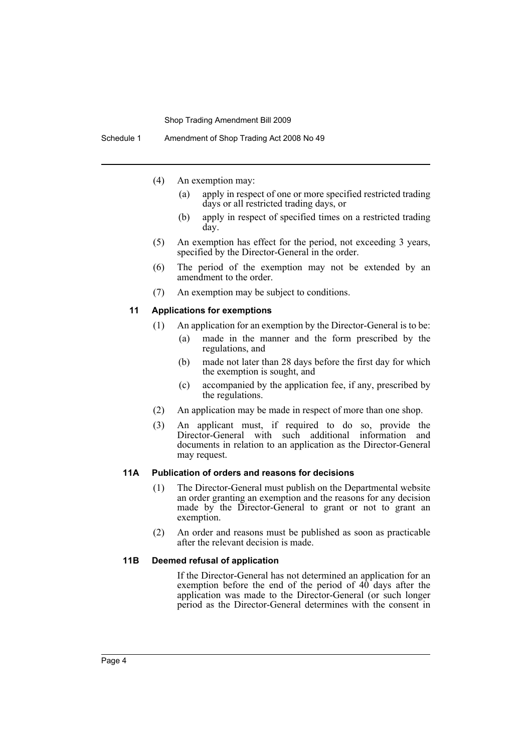(4) An exemption may:

- (a) apply in respect of one or more specified restricted trading days or all restricted trading days, or
- (b) apply in respect of specified times on a restricted trading day.

(5) An exemption has effect for the period, not exceeding 3 years, specified by the Director-General in the order.

(6) The period of the exemption may not be extended by an amendment to the order.

(7) An exemption may be subject to conditions.

### 11 Applications for exemptions

(1) An application for an exemption by the Director-General is to be:

- (a) made in the manner and the form prescribed by the regulations, and
- (b) made not later than 28 days before the first day for which the exemption is sought, and
- (c) accompanied by the application fee, if any, prescribed by the regulations.

(2) An application may be made in respect of more than one shop.

(3) An applicant must, if required to do so, provide the Director-General with such additional information and documents in relation to an application as the Director-General may request.

### 11A Publication of orders and reasons for decisions

(1) The Director-General must publish on the Departmental website an order granting an exemption and the reasons for any decision made by the Director-General to grant or not to grant an exemption.

(2) An order and reasons must be published as soon as practicable after the relevant decision is made.

### 11B Deemed refusal of application

If the Director-General has not determined an application for an exemption before the end of the period of 40 days after the application was made to the Director-General (or such longer period as the Director-General determines with the consent in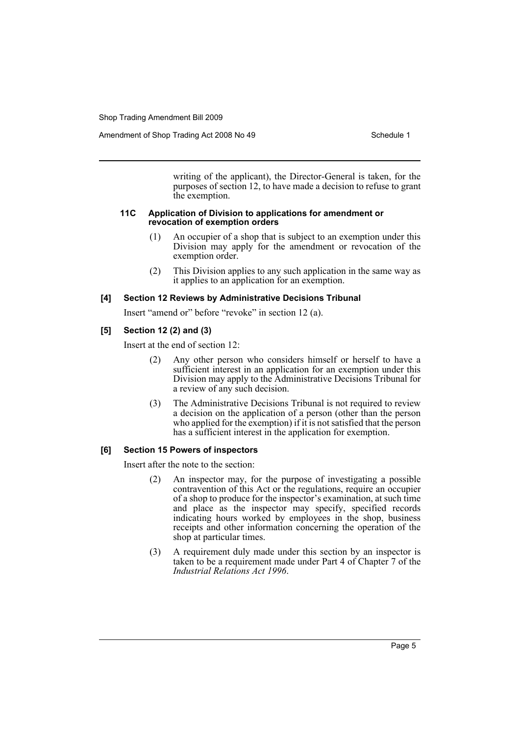writing of the applicant), the Director-General is taken, for the purposes of section 12, to have made a decision to refuse to grant the exemption.

#### 11C Application of Division to applications for amendment or revocation of exemption orders

(1) An occupier of a shop that is subject to an exemption under this Division may apply for the amendment or revocation of the exemption order.

(2) This Division applies to any such application in the same way as it applies to an application for an exemption.

### [4] Section 12 Reviews by Administrative Decisions Tribunal

Insert "amend or" before "revoke" in section 12 (a).

### [5] Section 12 (2) and (3)

Insert at the end of section 12:

(2) Any other person who considers himself or herself to have a sufficient interest in an application for an exemption under this Division may apply to the Administrative Decisions Tribunal for a review of any such decision.

(3) The Administrative Decisions Tribunal is not required to review a decision on the application of a person (other than the person who applied for the exemption) if it is not satisfied that the person has a sufficient interest in the application for exemption.

### [6] Section 15 Powers of inspectors

Insert after the note to the section:

(2) An inspector may, for the purpose of investigating a possible contravention of this Act or the regulations, require an occupier of a shop to produce for the inspector's examination, at such time and place as the inspector may specify, specified records indicating hours worked by employees in the shop, business receipts and other information concerning the operation of the shop at particular times.

(3) A requirement duly made under this section by an inspector is taken to be a requirement made under Part 4 of Chapter 7 of the *Industrial Relations Act 1996*.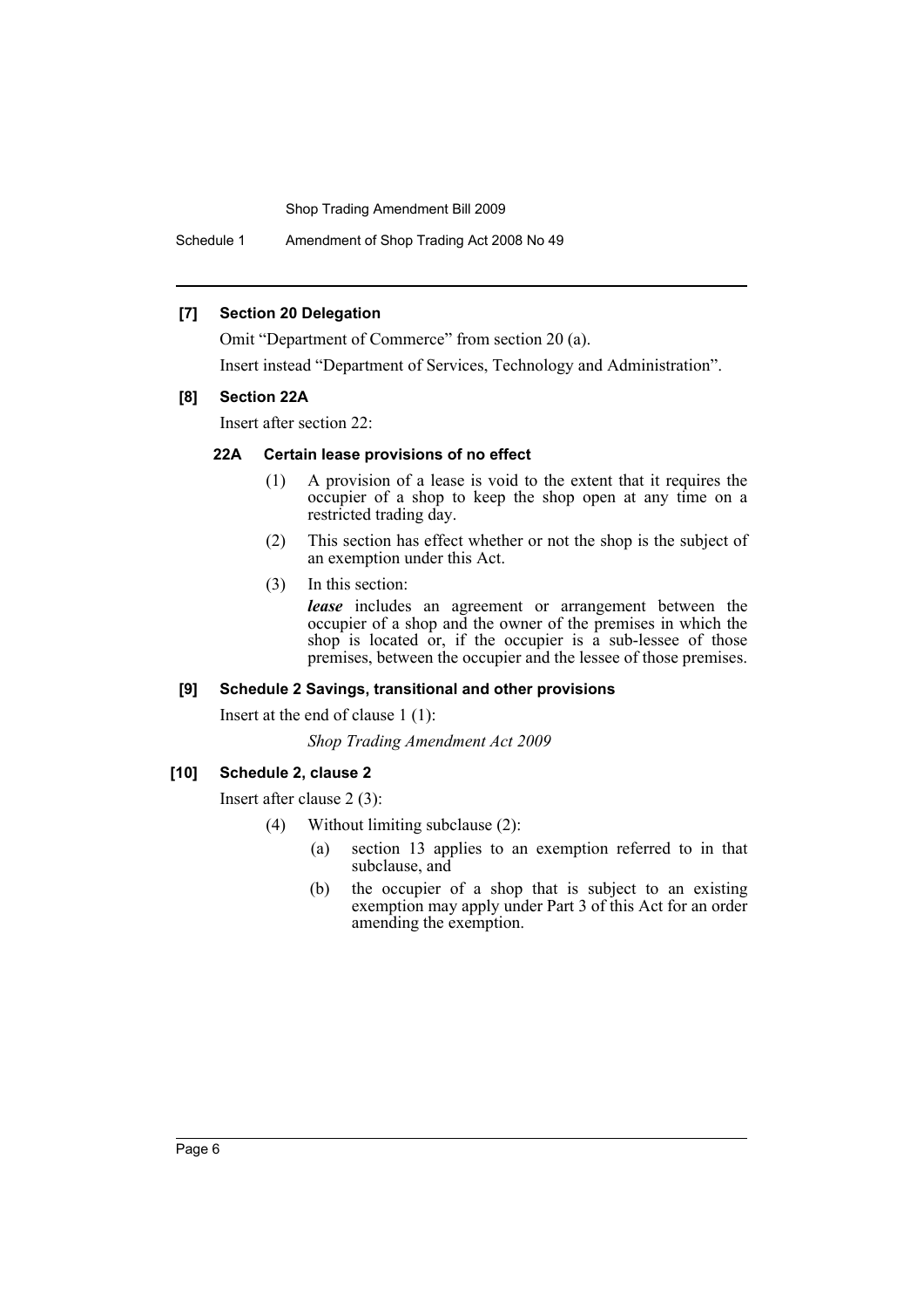#### [7] Section 20 Delegation

Omit "Department of Commerce" from section 20 (a).

Insert instead "Department of Services, Technology and Administration".

#### [8] Section 22A

Insert after section 22:

##### 22A Certain lease provisions of no effect

(1) A provision of a lease is void to the extent that it requires the occupier of a shop to keep the shop open at any time on a restricted trading day.

(2) This section has effect whether or not the shop is the subject of an exemption under this Act.

(3) In this section:

***lease*** includes an agreement or arrangement between the occupier of a shop and the owner of the premises in which the shop is located or, if the occupier is a sub-lessee of those premises, between the occupier and the lessee of those premises.

#### [9] Schedule 2 Savings, transitional and other provisions

Insert at the end of clause 1 (1):

*Shop Trading Amendment Act 2009*

#### [10] Schedule 2, clause 2

Insert after clause 2 (3):

(4) Without limiting subclause (2):

(a) section 13 applies to an exemption referred to in that subclause, and

(b) the occupier of a shop that is subject to an existing exemption may apply under Part 3 of this Act for an order amending the exemption.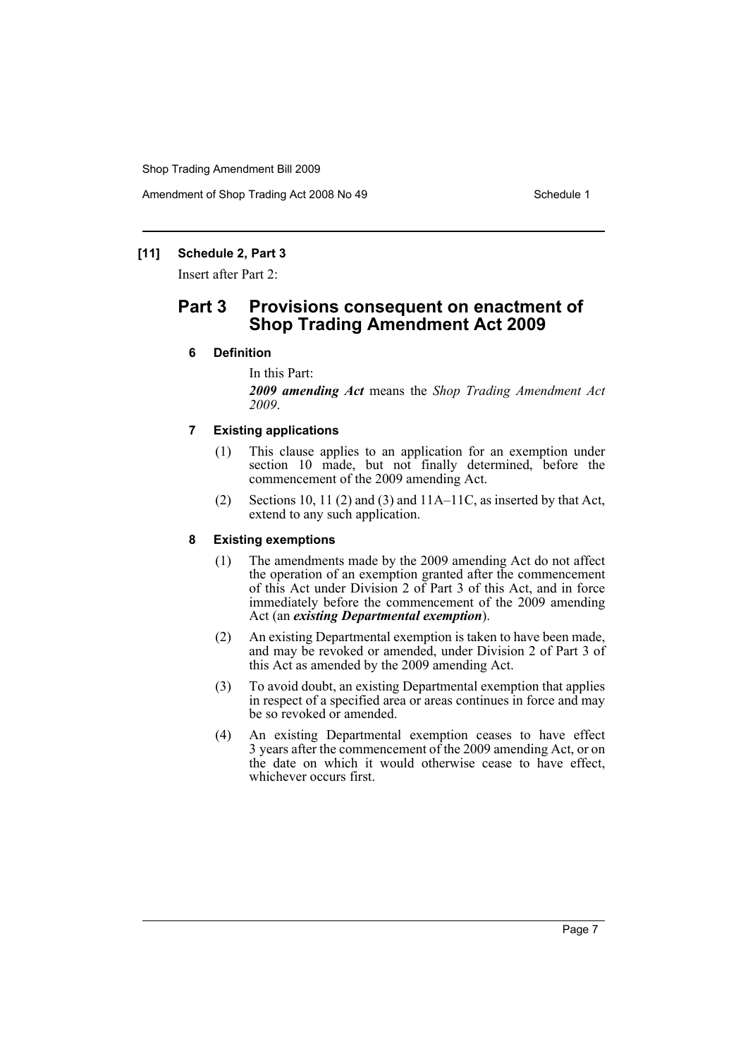### [11] Schedule 2, Part 3

Insert after Part 2:

## Part 3 Provisions consequent on enactment of Shop Trading Amendment Act 2009

#### 6 Definition

In this Part:

***2009 amending Act*** means the *Shop Trading Amendment Act 2009*.

#### 7 Existing applications

(1) This clause applies to an application for an exemption under section 10 made, but not finally determined, before the commencement of the 2009 amending Act.

(2) Sections 10, 11 (2) and (3) and 11A–11C, as inserted by that Act, extend to any such application.

#### 8 Existing exemptions

(1) The amendments made by the 2009 amending Act do not affect the operation of an exemption granted after the commencement of this Act under Division 2 of Part 3 of this Act, and in force immediately before the commencement of the 2009 amending Act (an ***existing Departmental exemption***).

(2) An existing Departmental exemption is taken to have been made, and may be revoked or amended, under Division 2 of Part 3 of this Act as amended by the 2009 amending Act.

(3) To avoid doubt, an existing Departmental exemption that applies in respect of a specified area or areas continues in force and may be so revoked or amended.

(4) An existing Departmental exemption ceases to have effect 3 years after the commencement of the 2009 amending Act, or on the date on which it would otherwise cease to have effect, whichever occurs first.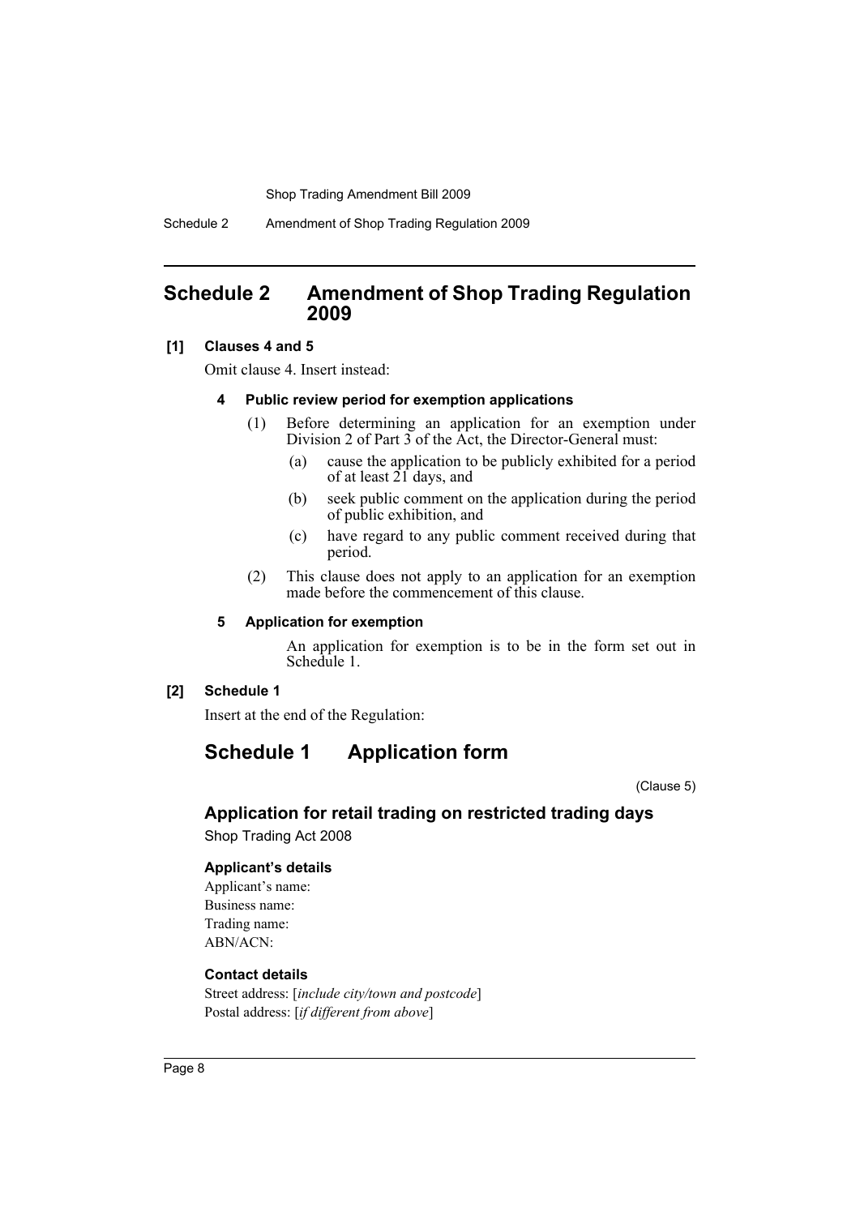# Schedule 2 Amendment of Shop Trading Regulation 2009

**[1] Clauses 4 and 5**

Omit clause 4. Insert instead:

**4 Public review period for exemption applications**

(1) Before determining an application for an exemption under Division 2 of Part 3 of the Act, the Director-General must:

(a) cause the application to be publicly exhibited for a period of at least 21 days, and

(b) seek public comment on the application during the period of public exhibition, and

(c) have regard to any public comment received during that period.

(2) This clause does not apply to an application for an exemption made before the commencement of this clause.

**5 Application for exemption**

An application for exemption is to be in the form set out in Schedule 1.

**[2] Schedule 1**

Insert at the end of the Regulation:

## Schedule 1 Application form

(Clause 5)

### Application for retail trading on restricted trading days

Shop Trading Act 2008

**Applicant's details**

Applicant's name:
Business name:
Trading name:
ABN/ACN:

**Contact details**

Street address: [*include city/town and postcode*]
Postal address: [*if different from above*]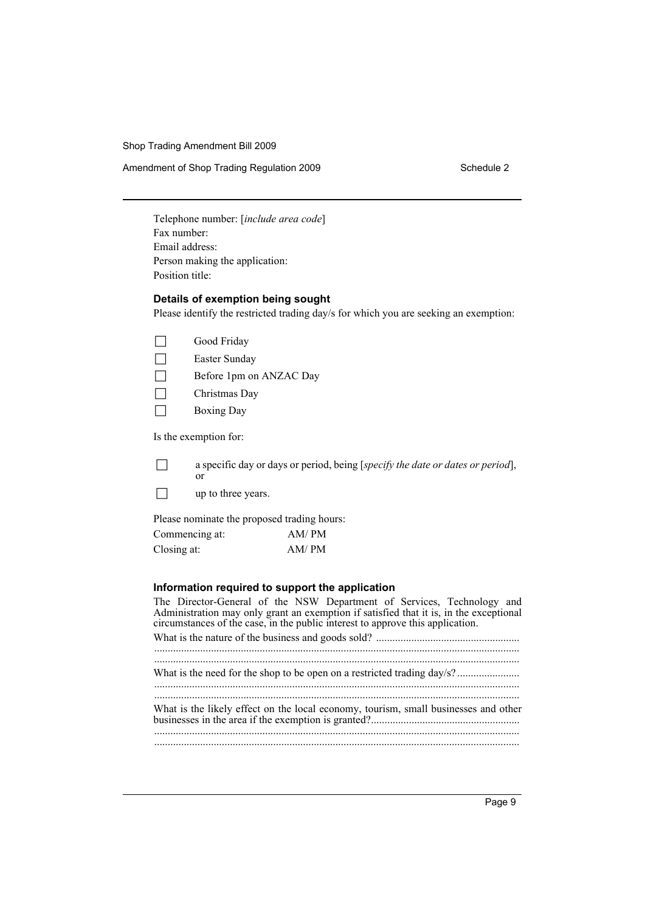Telephone number: [*include area code*]
Fax number:
Email address:
Person making the application:
Position title:

### Details of exemption being sought

Please identify the restricted trading day/s for which you are seeking an exemption:

- ☐ Good Friday
- ☐ Easter Sunday
- ☐ Before 1pm on ANZAC Day
- ☐ Christmas Day
- ☐ Boxing Day

Is the exemption for:

- ☐ a specific day or days or period, being [*specify the date or dates or period*], or
- ☐ up to three years.

Please nominate the proposed trading hours:

Commencing at: AM/ PM
Closing at: AM/ PM

### Information required to support the application

The Director-General of the NSW Department of Services, Technology and Administration may only grant an exemption if satisfied that it is, in the exceptional circumstances of the case, in the public interest to approve this application.

What is the nature of the business and goods sold? ....................................................
.....................................................................................................................................
.....................................................................................................................................

What is the need for the shop to be open on a restricted trading day/s? .......................
.....................................................................................................................................
.....................................................................................................................................

What is the likely effect on the local economy, tourism, small businesses and other businesses in the area if the exemption is granted?......................................................
.....................................................................................................................................
.....................................................................................................................................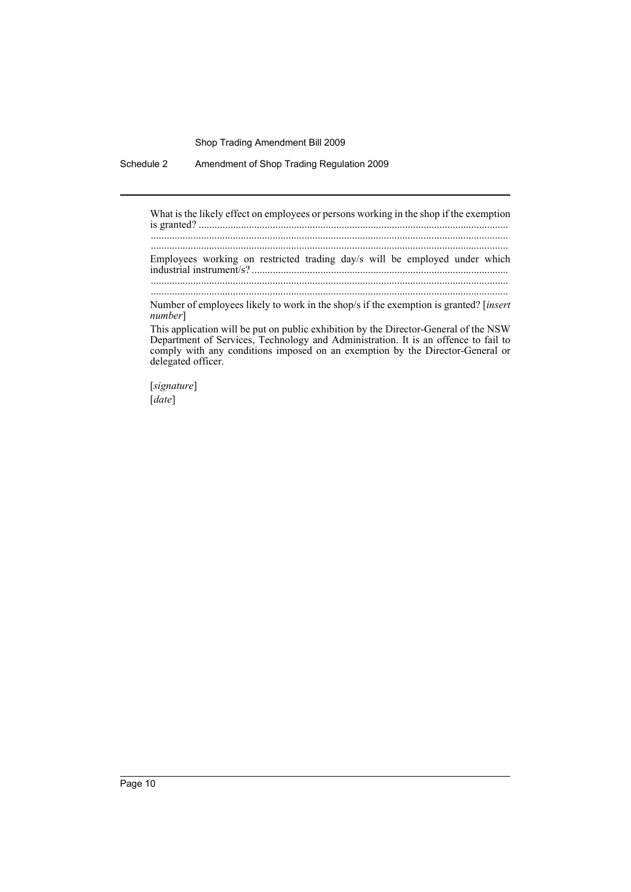What is the likely effect on employees or persons working in the shop if the exemption is granted? ....................................................................................................................

......................................................................................................................................

......................................................................................................................................

Employees working on restricted trading day/s will be employed under which industrial instrument/s? ................................................................................................

......................................................................................................................................

......................................................................................................................................

Number of employees likely to work in the shop/s if the exemption is granted? [*insert number*]

This application will be put on public exhibition by the Director-General of the NSW Department of Services, Technology and Administration. It is an offence to fail to comply with any conditions imposed on an exemption by the Director-General or delegated officer.

[*signature*]

[*date*]